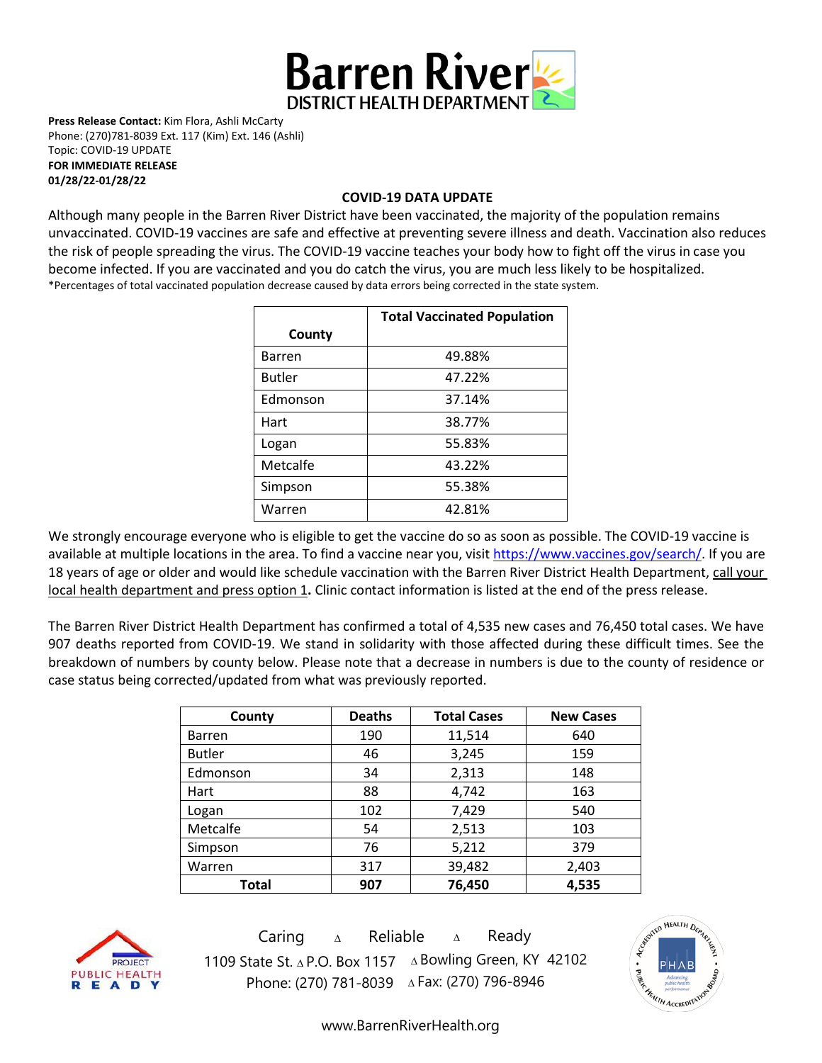# Barren River DISTRICT HEALTH DEPARTMENT

**Press Release Contact:** Kim Flora, Ashli McCarty
Phone: (270)781-8039 Ext. 117 (Kim) Ext. 146 (Ashli)
Topic: COVID-19 UPDATE
**FOR IMMEDIATE RELEASE**
**01/28/22-01/28/22**

## COVID-19 DATA UPDATE

Although many people in the Barren River District have been vaccinated, the majority of the population remains unvaccinated. COVID-19 vaccines are safe and effective at preventing severe illness and death. Vaccination also reduces the risk of people spreading the virus. The COVID-19 vaccine teaches your body how to fight off the virus in case you become infected. If you are vaccinated and you do catch the virus, you are much less likely to be hospitalized.
*Percentages of total vaccinated population decrease caused by data errors being corrected in the state system.

| County | Total Vaccinated Population |
|---|---|
| Barren | 49.88% |
| Butler | 47.22% |
| Edmonson | 37.14% |
| Hart | 38.77% |
| Logan | 55.83% |
| Metcalfe | 43.22% |
| Simpson | 55.38% |
| Warren | 42.81% |

We strongly encourage everyone who is eligible to get the vaccine do so as soon as possible. The COVID-19 vaccine is available at multiple locations in the area. To find a vaccine near you, visit https://www.vaccines.gov/search/. If you are 18 years of age or older and would like schedule vaccination with the Barren River District Health Department, call your local health department and press option 1**.** Clinic contact information is listed at the end of the press release.

The Barren River District Health Department has confirmed a total of 4,535 new cases and 76,450 total cases. We have 907 deaths reported from COVID-19. We stand in solidarity with those affected during these difficult times. See the breakdown of numbers by county below. Please note that a decrease in numbers is due to the county of residence or case status being corrected/updated from what was previously reported.

| County | Deaths | Total Cases | New Cases |
|---|---|---|---|
| Barren | 190 | 11,514 | 640 |
| Butler | 46 | 3,245 | 159 |
| Edmonson | 34 | 2,313 | 148 |
| Hart | 88 | 4,742 | 163 |
| Logan | 102 | 7,429 | 540 |
| Metcalfe | 54 | 2,513 | 103 |
| Simpson | 76 | 5,212 | 379 |
| Warren | 317 | 39,482 | 2,403 |
| **Total** | **907** | **76,450** | **4,535** |

Caring ∆ Reliable ∆ Ready
1109 State St. ∆ P.O. Box 1157 ∆ Bowling Green, KY 42102
Phone: (270) 781-8039 ∆ Fax: (270) 796-8946

www.BarrenRiverHealth.org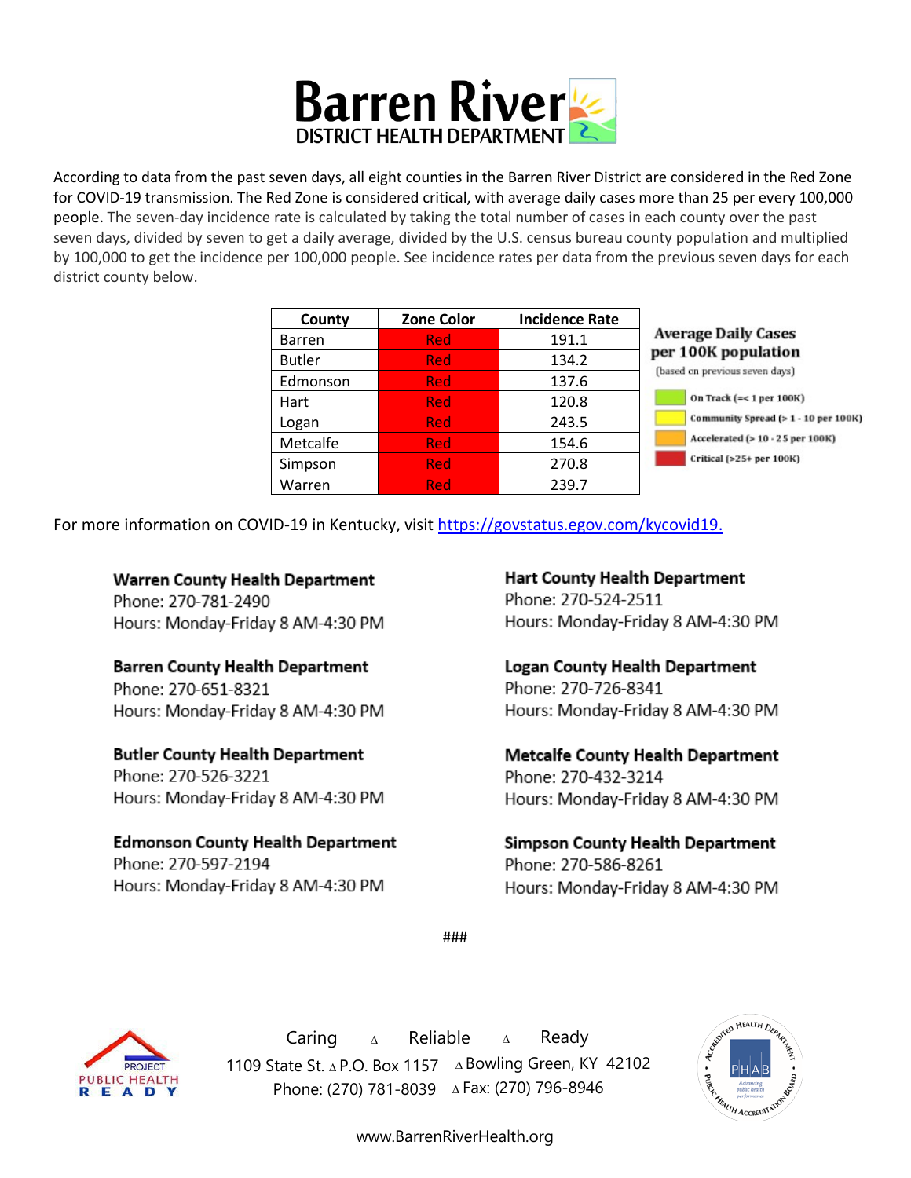# Barren River DISTRICT HEALTH DEPARTMENT

According to data from the past seven days, all eight counties in the Barren River District are considered in the Red Zone for COVID-19 transmission. The Red Zone is considered critical, with average daily cases more than 25 per every 100,000 people. The seven-day incidence rate is calculated by taking the total number of cases in each county over the past seven days, divided by seven to get a daily average, divided by the U.S. census bureau county population and multiplied by 100,000 to get the incidence per 100,000 people. See incidence rates per data from the previous seven days for each district county below.

| County | Zone Color | Incidence Rate |
|---|---|---|
| Barren | Red | 191.1 |
| Butler | Red | 134.2 |
| Edmonson | Red | 137.6 |
| Hart | Red | 120.8 |
| Logan | Red | 243.5 |
| Metcalfe | Red | 154.6 |
| Simpson | Red | 270.8 |
| Warren | Red | 239.7 |

Average Daily Cases per 100K population
(based on previous seven days)

On Track (=< 1 per 100K)
Community Spread (> 1 - 10 per 100K)
Accelerated (> 10 - 25 per 100K)
Critical (>25+ per 100K)

For more information on COVID-19 in Kentucky, visit https://govstatus.egov.com/kycovid19.

**Warren County Health Department**
Phone: 270-781-2490
Hours: Monday-Friday 8 AM-4:30 PM

**Barren County Health Department**
Phone: 270-651-8321
Hours: Monday-Friday 8 AM-4:30 PM

**Butler County Health Department**
Phone: 270-526-3221
Hours: Monday-Friday 8 AM-4:30 PM

**Edmonson County Health Department**
Phone: 270-597-2194
Hours: Monday-Friday 8 AM-4:30 PM

**Hart County Health Department**
Phone: 270-524-2511
Hours: Monday-Friday 8 AM-4:30 PM

**Logan County Health Department**
Phone: 270-726-8341
Hours: Monday-Friday 8 AM-4:30 PM

**Metcalfe County Health Department**
Phone: 270-432-3214
Hours: Monday-Friday 8 AM-4:30 PM

**Simpson County Health Department**
Phone: 270-586-8261
Hours: Monday-Friday 8 AM-4:30 PM

###

Caring ∆ Reliable ∆ Ready
1109 State St. ∆ P.O. Box 1157 ∆ Bowling Green, KY 42102
Phone: (270) 781-8039 ∆ Fax: (270) 796-8946

www.BarrenRiverHealth.org